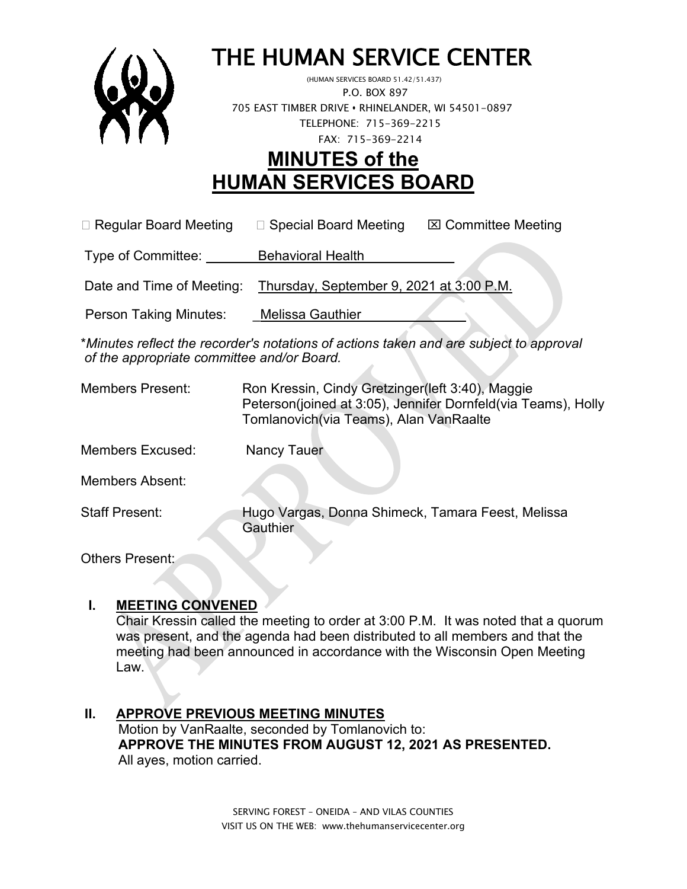# THE HUMAN SERVICE CENTER

(HUMAN SERVICES BOARD 51.42/51.437)
P.O. BOX 897
705 EAST TIMBER DRIVE • RHINELANDER, WI 54501-0897
TELEPHONE: 715-369-2215
FAX: 715-369-2214

## MINUTES of the HUMAN SERVICES BOARD

☐ Regular Board Meeting ☐ Special Board Meeting ☒ Committee Meeting

Type of Committee: Behavioral Health

Date and Time of Meeting: Thursday, September 9, 2021 at 3:00 P.M.

Person Taking Minutes: Melissa Gauthier

\**Minutes reflect the recorder's notations of actions taken and are subject to approval of the appropriate committee and/or Board.*

Members Present: Ron Kressin, Cindy Gretzinger(left 3:40), Maggie Peterson(joined at 3:05), Jennifer Dornfeld(via Teams), Holly Tomlanovich(via Teams), Alan VanRaalte

Members Excused: Nancy Tauer

Members Absent:

Staff Present: Hugo Vargas, Donna Shimeck, Tamara Feest, Melissa Gauthier

Others Present:

**I. MEETING CONVENED**

Chair Kressin called the meeting to order at 3:00 P.M. It was noted that a quorum was present, and the agenda had been distributed to all members and that the meeting had been announced in accordance with the Wisconsin Open Meeting Law.

**II. APPROVE PREVIOUS MEETING MINUTES**

Motion by VanRaalte, seconded by Tomlanovich to:
**APPROVE THE MINUTES FROM AUGUST 12, 2021 AS PRESENTED.**
All ayes, motion carried.

SERVING FOREST – ONEIDA – AND VILAS COUNTIES
VISIT US ON THE WEB: www.thehumanservicecenter.org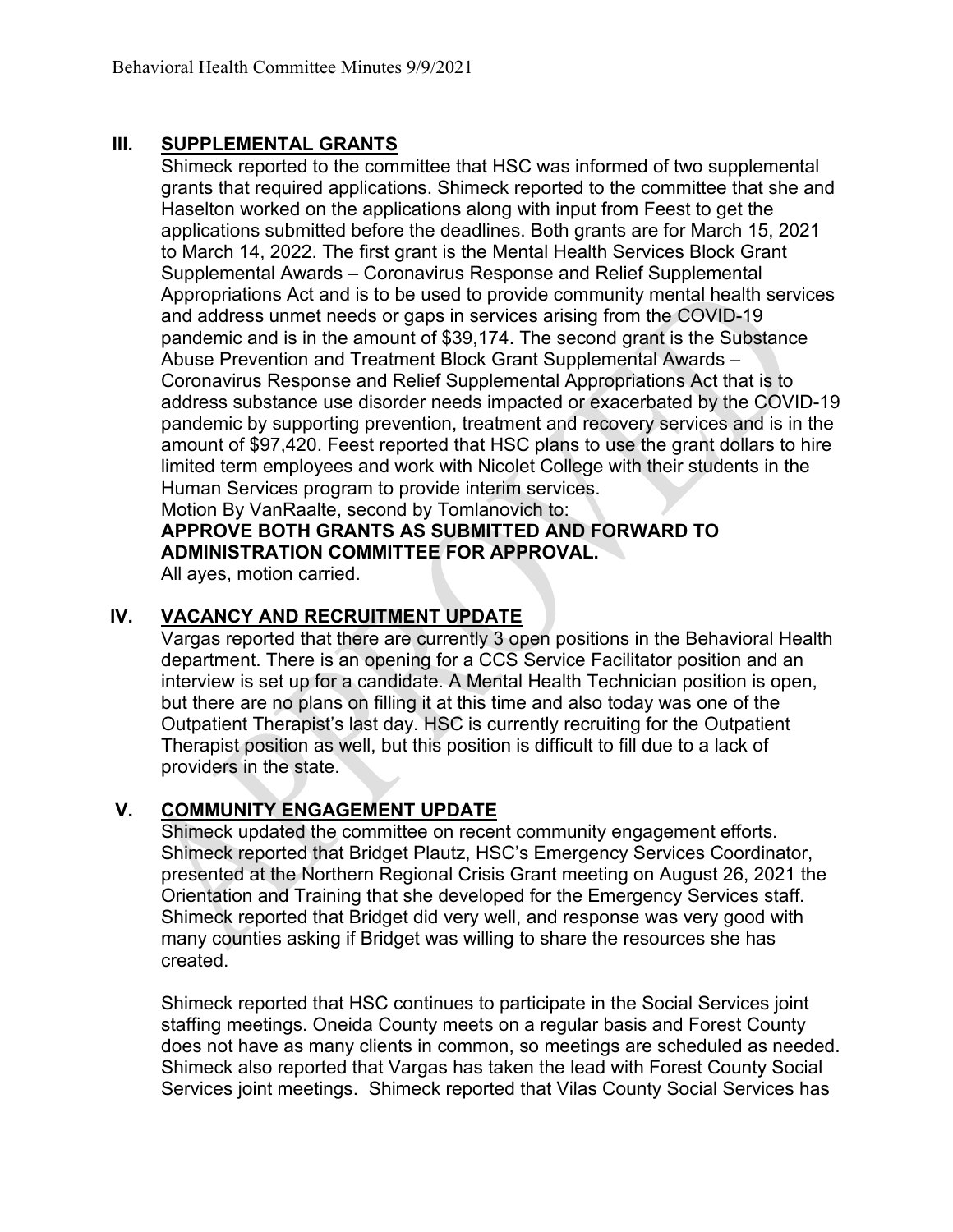## III. SUPPLEMENTAL GRANTS

Shimeck reported to the committee that HSC was informed of two supplemental grants that required applications. Shimeck reported to the committee that she and Haselton worked on the applications along with input from Feest to get the applications submitted before the deadlines. Both grants are for March 15, 2021 to March 14, 2022. The first grant is the Mental Health Services Block Grant Supplemental Awards – Coronavirus Response and Relief Supplemental Appropriations Act and is to be used to provide community mental health services and address unmet needs or gaps in services arising from the COVID-19 pandemic and is in the amount of $39,174. The second grant is the Substance Abuse Prevention and Treatment Block Grant Supplemental Awards – Coronavirus Response and Relief Supplemental Appropriations Act that is to address substance use disorder needs impacted or exacerbated by the COVID-19 pandemic by supporting prevention, treatment and recovery services and is in the amount of $97,420. Feest reported that HSC plans to use the grant dollars to hire limited term employees and work with Nicolet College with their students in the Human Services program to provide interim services.

Motion By VanRaalte, second by Tomlanovich to:

**APPROVE BOTH GRANTS AS SUBMITTED AND FORWARD TO ADMINISTRATION COMMITTEE FOR APPROVAL.**

All ayes, motion carried.

## IV. VACANCY AND RECRUITMENT UPDATE

Vargas reported that there are currently 3 open positions in the Behavioral Health department. There is an opening for a CCS Service Facilitator position and an interview is set up for a candidate. A Mental Health Technician position is open, but there are no plans on filling it at this time and also today was one of the Outpatient Therapist's last day. HSC is currently recruiting for the Outpatient Therapist position as well, but this position is difficult to fill due to a lack of providers in the state.

## V. COMMUNITY ENGAGEMENT UPDATE

Shimeck updated the committee on recent community engagement efforts. Shimeck reported that Bridget Plautz, HSC's Emergency Services Coordinator, presented at the Northern Regional Crisis Grant meeting on August 26, 2021 the Orientation and Training that she developed for the Emergency Services staff. Shimeck reported that Bridget did very well, and response was very good with many counties asking if Bridget was willing to share the resources she has created.

Shimeck reported that HSC continues to participate in the Social Services joint staffing meetings. Oneida County meets on a regular basis and Forest County does not have as many clients in common, so meetings are scheduled as needed. Shimeck also reported that Vargas has taken the lead with Forest County Social Services joint meetings. Shimeck reported that Vilas County Social Services has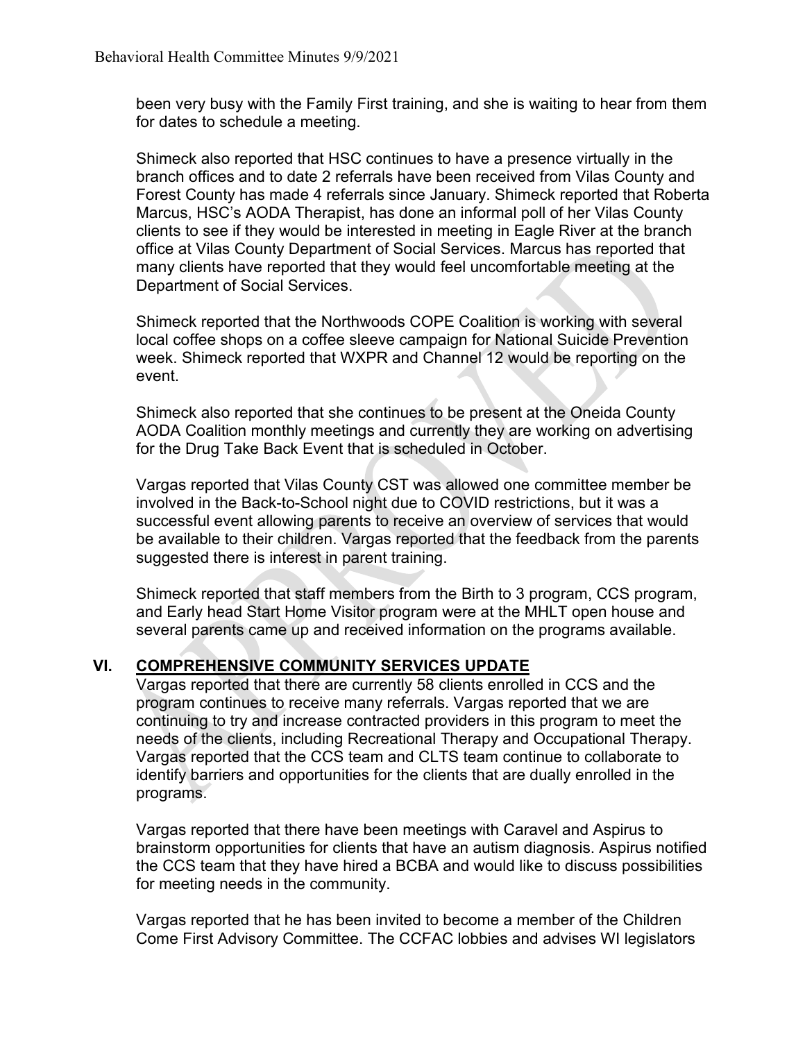been very busy with the Family First training, and she is waiting to hear from them for dates to schedule a meeting.

Shimeck also reported that HSC continues to have a presence virtually in the branch offices and to date 2 referrals have been received from Vilas County and Forest County has made 4 referrals since January. Shimeck reported that Roberta Marcus, HSC's AODA Therapist, has done an informal poll of her Vilas County clients to see if they would be interested in meeting in Eagle River at the branch office at Vilas County Department of Social Services. Marcus has reported that many clients have reported that they would feel uncomfortable meeting at the Department of Social Services.

Shimeck reported that the Northwoods COPE Coalition is working with several local coffee shops on a coffee sleeve campaign for National Suicide Prevention week. Shimeck reported that WXPR and Channel 12 would be reporting on the event.

Shimeck also reported that she continues to be present at the Oneida County AODA Coalition monthly meetings and currently they are working on advertising for the Drug Take Back Event that is scheduled in October.

Vargas reported that Vilas County CST was allowed one committee member be involved in the Back-to-School night due to COVID restrictions, but it was a successful event allowing parents to receive an overview of services that would be available to their children. Vargas reported that the feedback from the parents suggested there is interest in parent training.

Shimeck reported that staff members from the Birth to 3 program, CCS program, and Early head Start Home Visitor program were at the MHLT open house and several parents came up and received information on the programs available.

## VI. COMPREHENSIVE COMMUNITY SERVICES UPDATE

Vargas reported that there are currently 58 clients enrolled in CCS and the program continues to receive many referrals. Vargas reported that we are continuing to try and increase contracted providers in this program to meet the needs of the clients, including Recreational Therapy and Occupational Therapy. Vargas reported that the CCS team and CLTS team continue to collaborate to identify barriers and opportunities for the clients that are dually enrolled in the programs.

Vargas reported that there have been meetings with Caravel and Aspirus to brainstorm opportunities for clients that have an autism diagnosis. Aspirus notified the CCS team that they have hired a BCBA and would like to discuss possibilities for meeting needs in the community.

Vargas reported that he has been invited to become a member of the Children Come First Advisory Committee. The CCFAC lobbies and advises WI legislators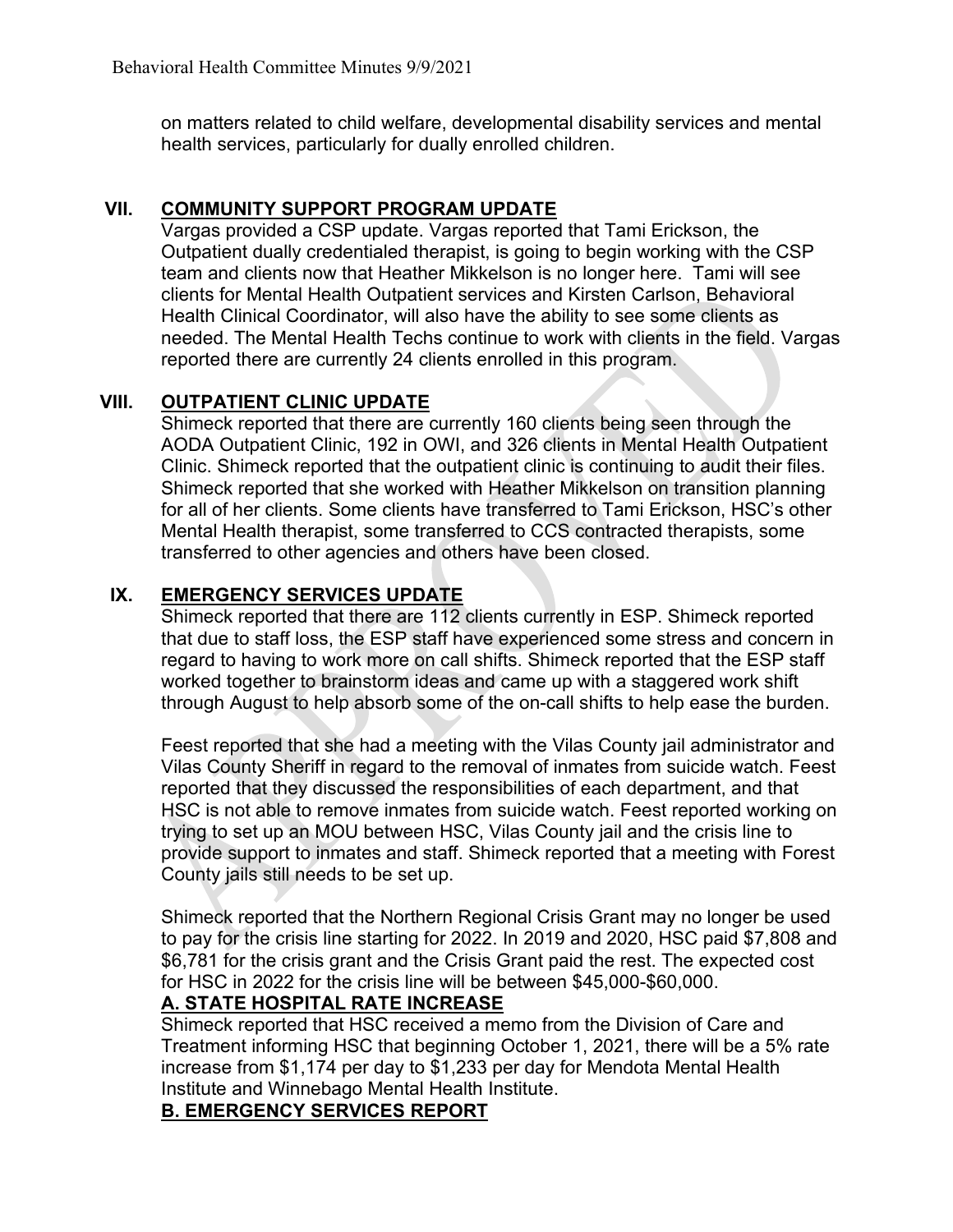on matters related to child welfare, developmental disability services and mental health services, particularly for dually enrolled children.

## VII. COMMUNITY SUPPORT PROGRAM UPDATE

Vargas provided a CSP update. Vargas reported that Tami Erickson, the Outpatient dually credentialed therapist, is going to begin working with the CSP team and clients now that Heather Mikkelson is no longer here. Tami will see clients for Mental Health Outpatient services and Kirsten Carlson, Behavioral Health Clinical Coordinator, will also have the ability to see some clients as needed. The Mental Health Techs continue to work with clients in the field. Vargas reported there are currently 24 clients enrolled in this program.

## VIII. OUTPATIENT CLINIC UPDATE

Shimeck reported that there are currently 160 clients being seen through the AODA Outpatient Clinic, 192 in OWI, and 326 clients in Mental Health Outpatient Clinic. Shimeck reported that the outpatient clinic is continuing to audit their files. Shimeck reported that she worked with Heather Mikkelson on transition planning for all of her clients. Some clients have transferred to Tami Erickson, HSC's other Mental Health therapist, some transferred to CCS contracted therapists, some transferred to other agencies and others have been closed.

## IX. EMERGENCY SERVICES UPDATE

Shimeck reported that there are 112 clients currently in ESP. Shimeck reported that due to staff loss, the ESP staff have experienced some stress and concern in regard to having to work more on call shifts. Shimeck reported that the ESP staff worked together to brainstorm ideas and came up with a staggered work shift through August to help absorb some of the on-call shifts to help ease the burden.

Feest reported that she had a meeting with the Vilas County jail administrator and Vilas County Sheriff in regard to the removal of inmates from suicide watch. Feest reported that they discussed the responsibilities of each department, and that HSC is not able to remove inmates from suicide watch. Feest reported working on trying to set up an MOU between HSC, Vilas County jail and the crisis line to provide support to inmates and staff. Shimeck reported that a meeting with Forest County jails still needs to be set up.

Shimeck reported that the Northern Regional Crisis Grant may no longer be used to pay for the crisis line starting for 2022. In 2019 and 2020, HSC paid $7,808 and $6,781 for the crisis grant and the Crisis Grant paid the rest. The expected cost for HSC in 2022 for the crisis line will be between $45,000-$60,000.

### A. STATE HOSPITAL RATE INCREASE

Shimeck reported that HSC received a memo from the Division of Care and Treatment informing HSC that beginning October 1, 2021, there will be a 5% rate increase from $1,174 per day to $1,233 per day for Mendota Mental Health Institute and Winnebago Mental Health Institute.

### B. EMERGENCY SERVICES REPORT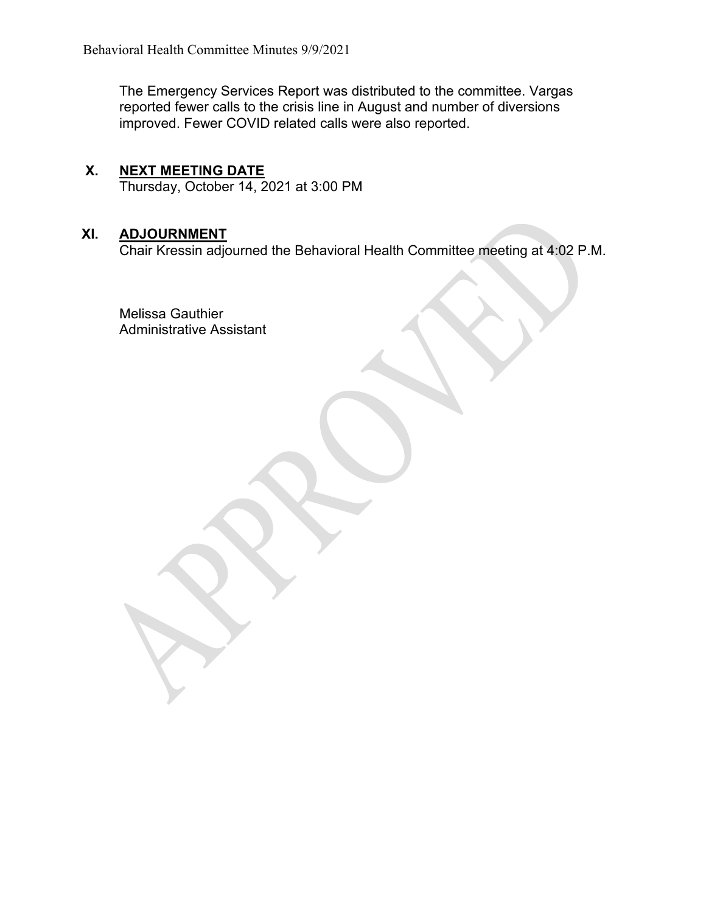The Emergency Services Report was distributed to the committee. Vargas reported fewer calls to the crisis line in August and number of diversions improved. Fewer COVID related calls were also reported.

## X. NEXT MEETING DATE

Thursday, October 14, 2021 at 3:00 PM

## XI. ADJOURNMENT

Chair Kressin adjourned the Behavioral Health Committee meeting at 4:02 P.M.

Melissa Gauthier
Administrative Assistant